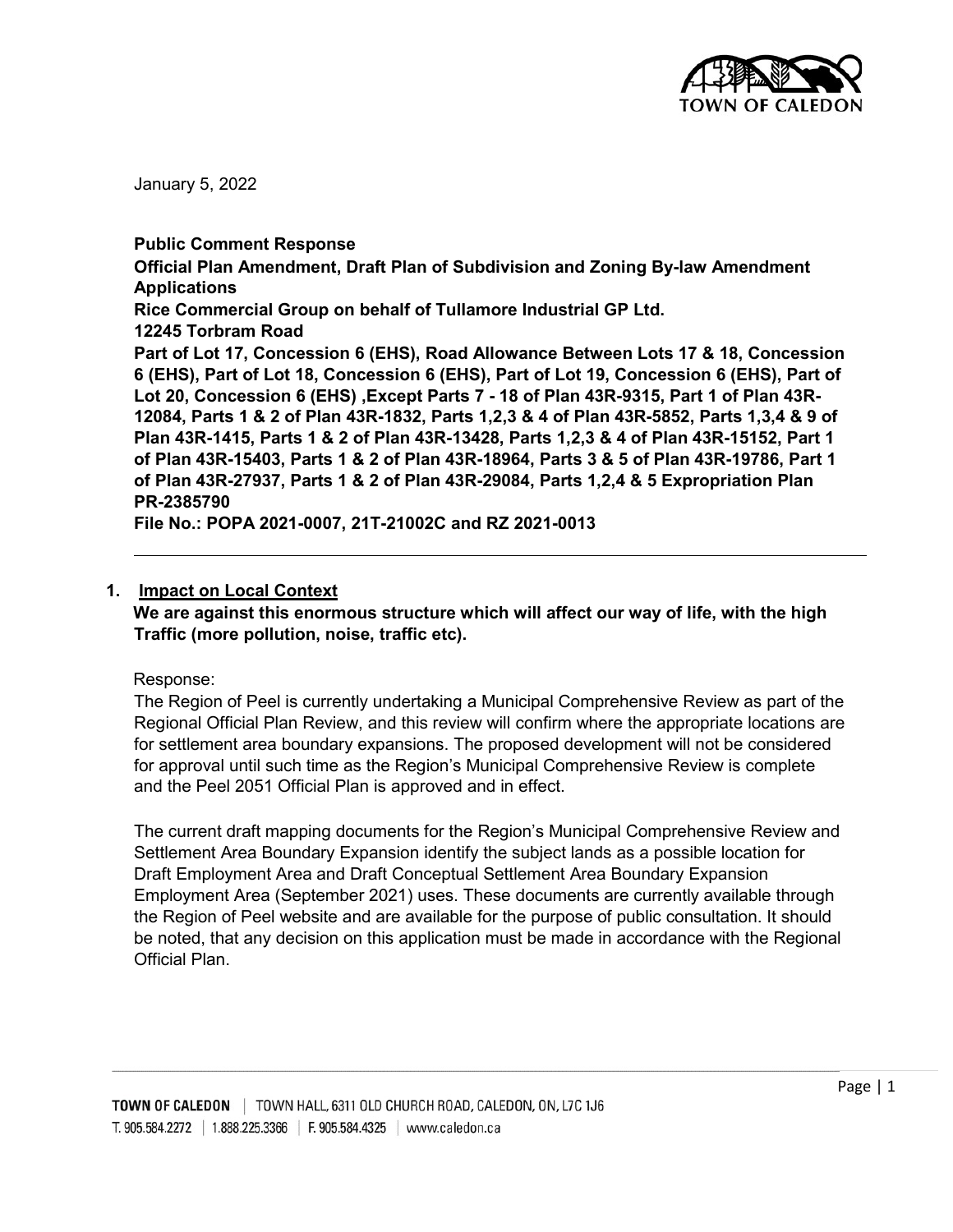January 5, 2022

**Public Comment Response**
**Official Plan Amendment, Draft Plan of Subdivision and Zoning By-law Amendment Applications**
**Rice Commercial Group on behalf of Tullamore Industrial GP Ltd.**
**12245 Torbram Road**
**Part of Lot 17, Concession 6 (EHS), Road Allowance Between Lots 17 & 18, Concession 6 (EHS), Part of Lot 18, Concession 6 (EHS), Part of Lot 19, Concession 6 (EHS), Part of Lot 20, Concession 6 (EHS) ,Except Parts 7 - 18 of Plan 43R-9315, Part 1 of Plan 43R-12084, Parts 1 & 2 of Plan 43R-1832, Parts 1,2,3 & 4 of Plan 43R-5852, Parts 1,3,4 & 9 of Plan 43R-1415, Parts 1 & 2 of Plan 43R-13428, Parts 1,2,3 & 4 of Plan 43R-15152, Part 1 of Plan 43R-15403, Parts 1 & 2 of Plan 43R-18964, Parts 3 & 5 of Plan 43R-19786, Part 1 of Plan 43R-27937, Parts 1 & 2 of Plan 43R-29084, Parts 1,2,4 & 5 Expropriation Plan PR-2385790**
**File No.: POPA 2021-0007, 21T-21002C and RZ 2021-0013**

---

1. **Impact on Local Context**

   **We are against this enormous structure which will affect our way of life, with the high Traffic (more pollution, noise, traffic etc).**

   Response:
   The Region of Peel is currently undertaking a Municipal Comprehensive Review as part of the Regional Official Plan Review, and this review will confirm where the appropriate locations are for settlement area boundary expansions. The proposed development will not be considered for approval until such time as the Region's Municipal Comprehensive Review is complete and the Peel 2051 Official Plan is approved and in effect.

   The current draft mapping documents for the Region's Municipal Comprehensive Review and Settlement Area Boundary Expansion identify the subject lands as a possible location for Draft Employment Area and Draft Conceptual Settlement Area Boundary Expansion Employment Area (September 2021) uses. These documents are currently available through the Region of Peel website and are available for the purpose of public consultation. It should be noted, that any decision on this application must be made in accordance with the Regional Official Plan.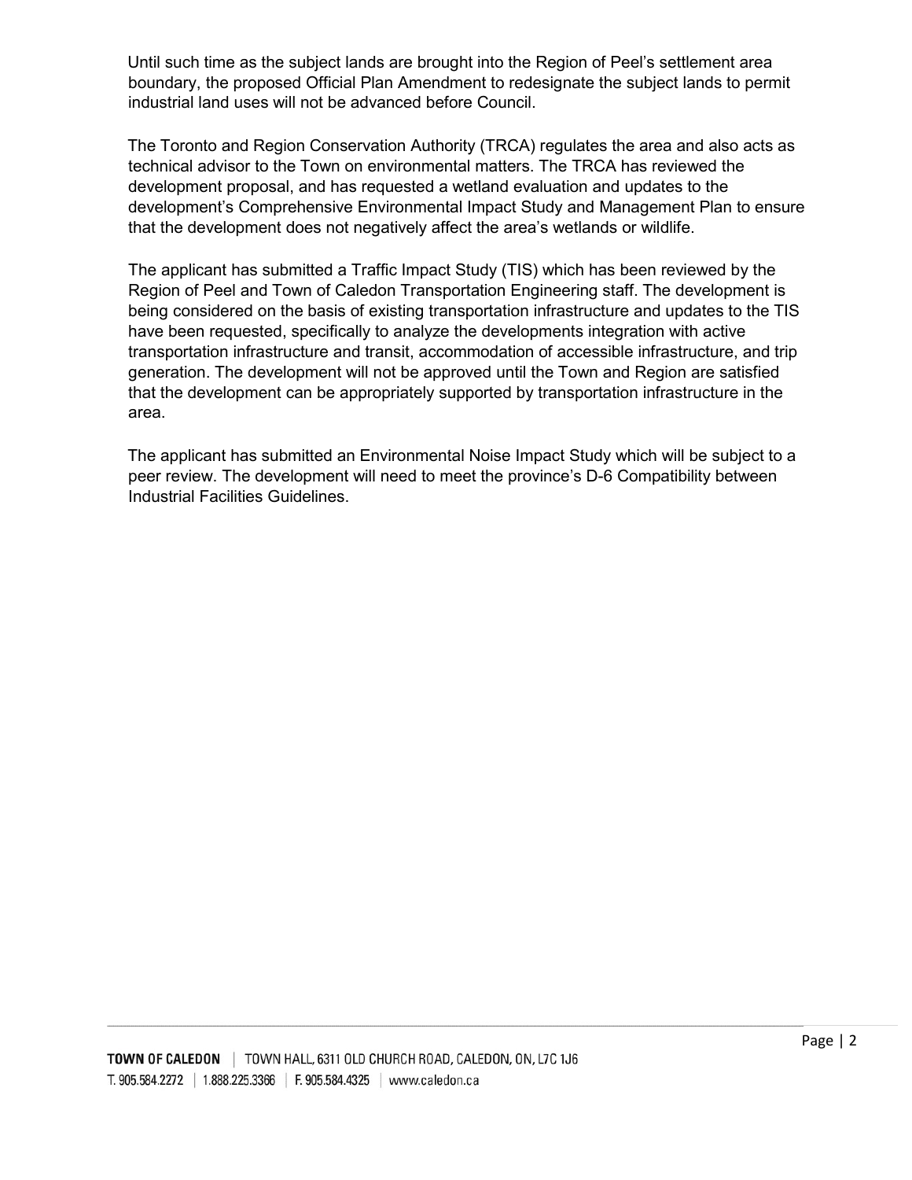Until such time as the subject lands are brought into the Region of Peel's settlement area boundary, the proposed Official Plan Amendment to redesignate the subject lands to permit industrial land uses will not be advanced before Council.

The Toronto and Region Conservation Authority (TRCA) regulates the area and also acts as technical advisor to the Town on environmental matters. The TRCA has reviewed the development proposal, and has requested a wetland evaluation and updates to the development's Comprehensive Environmental Impact Study and Management Plan to ensure that the development does not negatively affect the area's wetlands or wildlife.

The applicant has submitted a Traffic Impact Study (TIS) which has been reviewed by the Region of Peel and Town of Caledon Transportation Engineering staff. The development is being considered on the basis of existing transportation infrastructure and updates to the TIS have been requested, specifically to analyze the developments integration with active transportation infrastructure and transit, accommodation of accessible infrastructure, and trip generation. The development will not be approved until the Town and Region are satisfied that the development can be appropriately supported by transportation infrastructure in the area.

The applicant has submitted an Environmental Noise Impact Study which will be subject to a peer review. The development will need to meet the province's D-6 Compatibility between Industrial Facilities Guidelines.